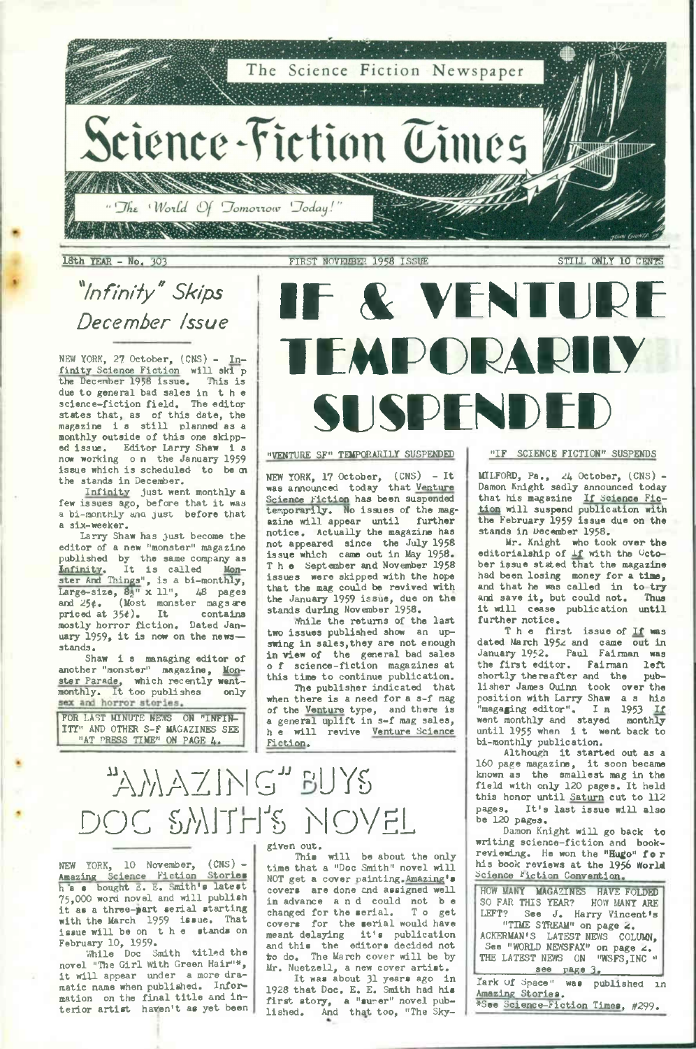The Science Fiction Newspaper

# Science-Fiction Times

"The World Of Tomorrow Today!"

18th YEAR - No. 303 | FIRST NOVEMBER 1958 ISSUE | STILL ONLY 10 CENTS

# IF & VENTURE TEMPORARILY SUSPENDED

## "Infinity" Skips December Issue

NEW YORK, 27 October, (CNS) - Infinity Science Fiction will skip the December 1958 issue. This is due to general bad sales in the science-fiction field. The editor states that, as of this date, the magazine is still planned as a monthly outside of this one skipped issue. Editor Larry Shaw is now working on the January 1959 issue which is scheduled to be on the stands in December.

Infinity just went monthly a few issues ago, before that it was a bi-monthly and just before that a six-weeker.

Larry Shaw has just become the editor of a new "monster" magazine published by the same company as Infinity. It is called Monster And Things", is a bi-monthly, Large-size, 8½" x 11", 48 pages and 25¢. (Most monster mags are priced at 35¢). It contains mostly horror fiction. Dated January 1959, it is now on the newsstands.

Shaw is managing editor of another "monster" magazine, Monster Parade, which recently went monthly. It too publishes only sex and horror stories.

FOR LAST MINUTE NEWS ON "INFINITY" AND OTHER S-F MAGAZINES SEE "AT PRESS TIME" ON PAGE 4.

### "VENTURE SF" TEMPORARILY SUSPENDED

NEW YORK, 17 October, (CNS) - It was announced today that Venture Science Fiction has been suspended temporarily. No issues of the magazine will appear until further notice. Actually the magazine has not appeared since the July 1958 issue which came out in May 1958. The September and November 1958 issues were skipped with the hope that the mag could be revived with the January 1959 issue, due on the stands during November 1958.

While the returns of the last two issues published show an upswing in sales, they are not enough in view of the general bad sales of science-fiction magazines at this time to continue publication.

The publisher indicated that when there is a need for a s-f mag of the Venture type, and there is a general uplift in s-f mag sales, he will revive Venture Science Fiction.

### "IF SCIENCE FICTION" SUSPENDS

MILFORD, Pa., 24 October, (CNS) - Damon Knight sadly announced today that his magazine If Science Fiction will suspend publication with the February 1959 issue due on the stands in December 1958.

Mr. Knight who took over the editorialship of If with the October issue stated that the magazine had been losing money for a time, and that he was called in to try and save it, but could not. Thus it will cease publication until further notice.

The first issue of If was dated March 1952 and came out in January 1952. Paul Fairman was the first editor. Fairman left shortly thereafter and the publisher James Quinn took over the position with Larry Shaw as his "managing editor". In 1953 If went monthly and stayed monthly until 1955 when it went back to bi-monthly publication.

Although it started out as a 160 page magazine, it soon became known as the smallest mag in the field with only 120 pages. It held this honor until Saturn cut to 112 pages. It's last issue will also be 120 pages.

Damon Knight will go back to writing science-fiction and book-reviewing. He won the "Hugo" for his book reviews at the 1956 World Science Fiction Convention.

HOW MANY MAGAZINES HAVE FOLDED SO FAR THIS YEAR? HOW MANY ARE LEFT? See J. Harry Vincent's "TIME STREAM" on page 2.
ACKERMAN'S LATEST NEWS COLUMN, See "WORLD NEWSFAX" on page 2.
THE LATEST NEWS ON "WSFS,INC" see page 3.

## "AMAZING" BUYS DOC SMITH'S NOVEL

NEW YORK, 10 November, (CNS) - Amazing Science Fiction Stories has bought E. E. Smith's latest 75,000 word novel and will publish it as a three-part serial starting with the March 1959 issue. That issue will be on the stands on February 10, 1959.

While Doc Smith titled the novel "The Girl With Green Hair"*, it will appear under a more dramatic name when published. Information on the final title and interior artist haven't as yet been given out.

This will be about the only time that a "Doc Smith" novel will NOT get a cover painting. Amazing's covers are done and assigned well in advance and could not be changed for the serial. To get covers for the serial would have meant delaying it's publication and this the editors decided not to do. The March cover will be by Mr. Nuetzell, a new cover artist.

It was about 31 years ago in 1928 that Doc. E. E. Smith had his first story, a "super" novel published. And that too, "The Skylark Of Space" was published in Amazing Stories.

*See Science-Fiction Times, #299.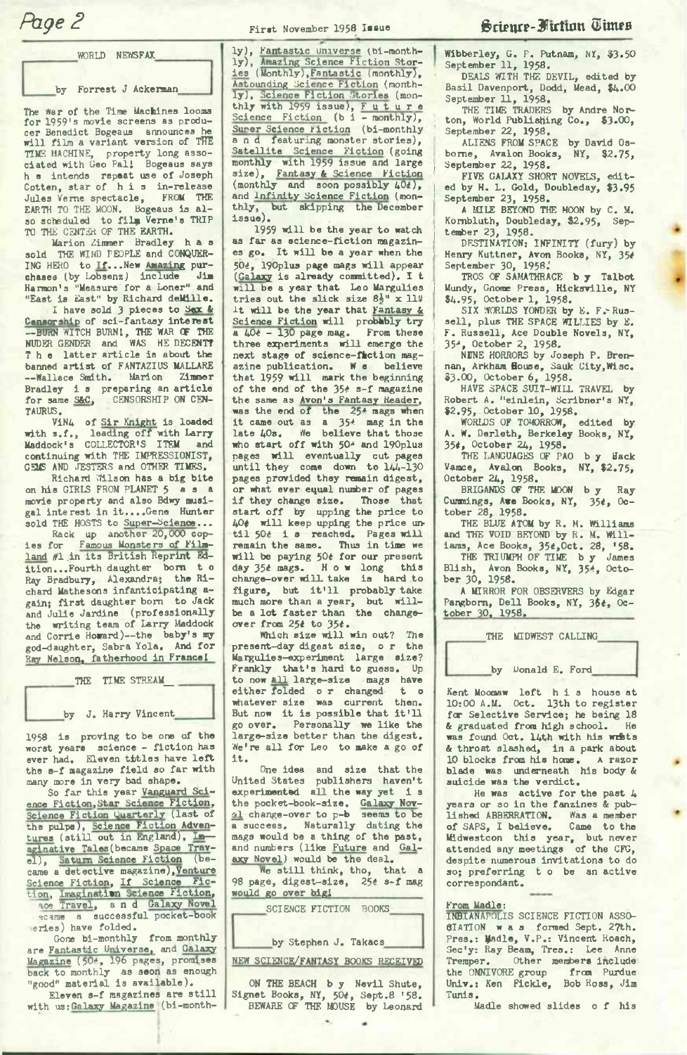## WORLD NEWSFAX

### by Forrest J Ackerman

The War of the Time Machines looms for 1959's movie screens as producer Benedict Bogeaus announces he will film a variant version of THE TIME MACHINE, property long associated with Geo Pal! Bogeaus says he intends repeat use of Joseph Cotten, star of his in-release Jules Verne spectacle, FROM THE EARTH TO THE MOON. Bogeaus is also scheduled to film Verne's TRIP TO THE CENTER OF THE EARTH.

Marion Zimmer Bradley has sold THE WIND PEOPLE and CONQUERING HERO to If...New Amazing purchases (by Lobsenz) include Jim Harmon's "Measure for a Loner" and "East is East" by Richard deMille.

I have sold 3 pieces to Sex & Censorship of sci-fantasy interest --BURN WITCH BURN!, THE WAR OF THE NUDER GENDER and WAS HE DECENT? The latter article is about the banned artist of FANTAZIUS MALLARE --Wallace Smith. Marion Zimmer Bradley is preparing an article for same S&C, CENSORSHIP ON CENTAURUS.

V1N4 of Sir Knight is loaded with s.f., leading off with Larry Maddock's COLLECTOR'S ITEM and continuing with THE IMPRESSIONIST, GEMS AND JESTERS and OTHER TIMES.

Richard Wilson has a big bite on his GIRLS FROM PLANET 5 as a movie property and also Bdwy musigal interest in it....Gene Hunter sold THE HOSTS to Super-Science...

Rack up another 20,000 copies for Famous Monsters of Filmland #1 in its British Reprint Edition...Fourth daughter born to Ray Bradbury, Alexandra; the Richard Mathesons infanticipating again; first daughter born to Jack and Julie Jardine (professionally the writing team of Larry Maddock and Corrie Howard)--the baby's my god-daughter, Sabra Yola. And for Ray Nelson, fatherhood in France!

## THE TIME STREAM

### by J. Harry Vincent

1958 is proving to be one of the worst years science - fiction has ever had. Eleven titles have left the s-f magazine field so far with many more in very bad shape.

So far this year Vanguard Science Fiction, Star Science Fiction, Science Fiction Quarterly (last of the pulps), Science Fiction Adventures (still out in England), Imaginative Tales (became Space Travel), Saturn Science Fiction (became a detective magazine), Venture Science Fiction, If Science Fiction, Imagination Science Fiction, Space Travel, and Galaxy Novel (became a successful pocket-book series) have folded.

Gone bi-monthly from monthly are Fantastic Universe, and Galaxy Magazine (50¢, 196 pages, promises back to monthly as soon as enough "good" material is available).

Eleven s-f magazines are still with us: Galaxy Magazine (bi-monthly), Fantastic Universe (bi-monthly), Amazing Science Fiction Stories (Monthly), Fantastic (monthly), Astounding Science Fiction (monthly), Science Fiction Stories (monthly with 1959 issue), Future Science Fiction (bi - monthly), Super Science Fiction (bi-monthly and featuring monster stories), Satellite Science Fiction (going monthly with 1959 issue and large size), Fantasy & Science Fiction (monthly and soon possibly 40¢), and Infinity Science Fiction (monthly, but skipping the December issue).

1959 will be the year to watch as far as science-fiction magazines go. It will be a year when the 50¢, 190plus page mags will appear (Galaxy is already committed). It will be a year that Leo Margulies tries out the slick size 8½" x 11¼". It will be the year that Fantasy & Science Fiction will probably try a 40¢ - 130 page mag. From these three experiments will emerge the next stage of science-fiction magazine publication. We believe that 1959 will mark the beginning of the end of the 35¢ s-f magazine the same as Avon's Fantasy Reader, was the end of the 25¢ mags when it came out as a 35¢ mag in the late 40s. We believe that those who start off with 50¢ and 190plus pages will eventually cut pages until they come down to 144-130 pages provided they remain digest, or what ever equal number of pages if they change size. Those that start off by upping the price to 40¢ will keep upping the price until 50¢ is reached. Pages will remain the same. Thus in time we will be paying 50¢ for our present day 35¢ mags. How long this change-over will take is hard to figure, but it'll probably take much more than a year, but will be a lot faster than the change-over from 25¢ to 35¢.

Which size will win out? The present-day digest size, or the Margulies-experiment large size? Frankly that's hard to guess. Up to now all large-size mags have either folded or changed to whatever size was current then. But now it is possible that it'll go over. Personally we like the large-size better than the digest. We're all for Leo to make a go of it.

One idea and size that the United States publishers haven't experimented all the way yet is the pocket-book-size. Galaxy Novel change-over to p-b seems to be a success. Naturally dating the mags would be a thing of the past, and numbers (like Future and Galaxy Novel) would be the deal.

We still think, tho, that a 98 page, digest-size, 25¢ s-f mag would go over big!

## SCIENCE FICTION BOOKS

### by Stephen J. Takacs

NEW SCIENCE/FANTASY BOOKS RECEIVED

ON THE BEACH by Nevil Shute, Signet Books, NY, 50¢, Sept.8 '58.

BEWARE OF THE MOUSE by Leonard Wibberley, G. P. Putnam, NY, $3.50 September 11, 1958.

DEALS WITH THE DEVIL, edited by Basil Davenport, Dodd, Mead, $4.00 September 11, 1958.

THE TIME TRADERS by Andre Norton, World Publishing Co., $3.00, September 22, 1958.

ALIENS FROM SPACE by David Osborne, Avalon Books, NY, $2.75, September 22, 1958.

FIVE GALAXY SHORT NOVELS, edited by H. L. Gold, Doubleday, $3.95 September 23, 1958.

A MILE BEYOND THE MOON by C. M. Kornbluth, Doubleday, $2.95, September 23, 1958.

DESTINATION: INFINITY (fury) by Henry Kuttner, Avon Books, NY, 35¢ September 30, 1958.

TROS OF SAMATHRACE by Talbot Mundy, Gnome Press, Hicksville, NY $4.95, October 1, 1958.

SIX WORLDS YONDER by E. F. Russell, plus THE SPACE WILLIES by E. F. Russell, Ace Double Novels, NY, 35¢, October 2, 1958.

NINE HORRORS by Joseph P. Brennan, Arkham House, Sauk City, Wisc. $3.00, October 6, 1958.

HAVE SPACE SUIT-WILL TRAVEL by Robert A. Heinlein, Scribner's NY, $2.95, October 10, 1958.

WORLDS OF TOMORROW, edited by A. W. Derleth, Berkeley Books, NY, 35¢, October 24, 1958.

THE LANGUAGES OF PAO by Jack Vance, Avalon Books, NY, $2.75, October 24, 1958.

BRIGANDS OF THE MOON by Ray Cummings, Ace Books, NY, 35¢, October 28, 1958.

THE BLUE ATOM by R. M. Williams and THE VOID BEYOND by R. M. Williams, Ace Books, 35¢, Oct. 28, '58.

THE TRIUMPH OF TIME by James Blish, Avon Books, NY, 35¢, October 30, 1958.

A MIRROR FOR OBSERVERS by Edgar Pangborn, Dell Books, NY, 35¢, October 30, 1958.

## THE MIDWEST CALLING

### by Donald E. Ford

Kent Moomaw left his house at 10:00 A.M. Oct. 13th to register for Selective Service; he being 18 & graduated from high school. He was found Oct. 14th with his wrists & throat slashed, in a park about 10 blocks from his home. A razor blade was underneath his body & suicide was the verdict.

He was active for the past 4 years or so in the fanzines & published ABBERRATION. Was a member of SAPS, I believe. Came to the Midwestcon this year, but never attended any meetings of the CFG, despite numerous invitations to do so; preferring to be an active correspondant.

From Madle:

INDIANAPOLIS SCIENCE FICTION ASSOCIATION was formed Sept. 27th. Pres.: Madle, V.P.: Vincent Roach, Sec'y: Ray Beam, Tres.: Lee Anne Tremper. Other members include the OMNIVORE group from Purdue Univ.: Ken Fickle, Bob Ross, Jim Tunis.

Madle showed slides of his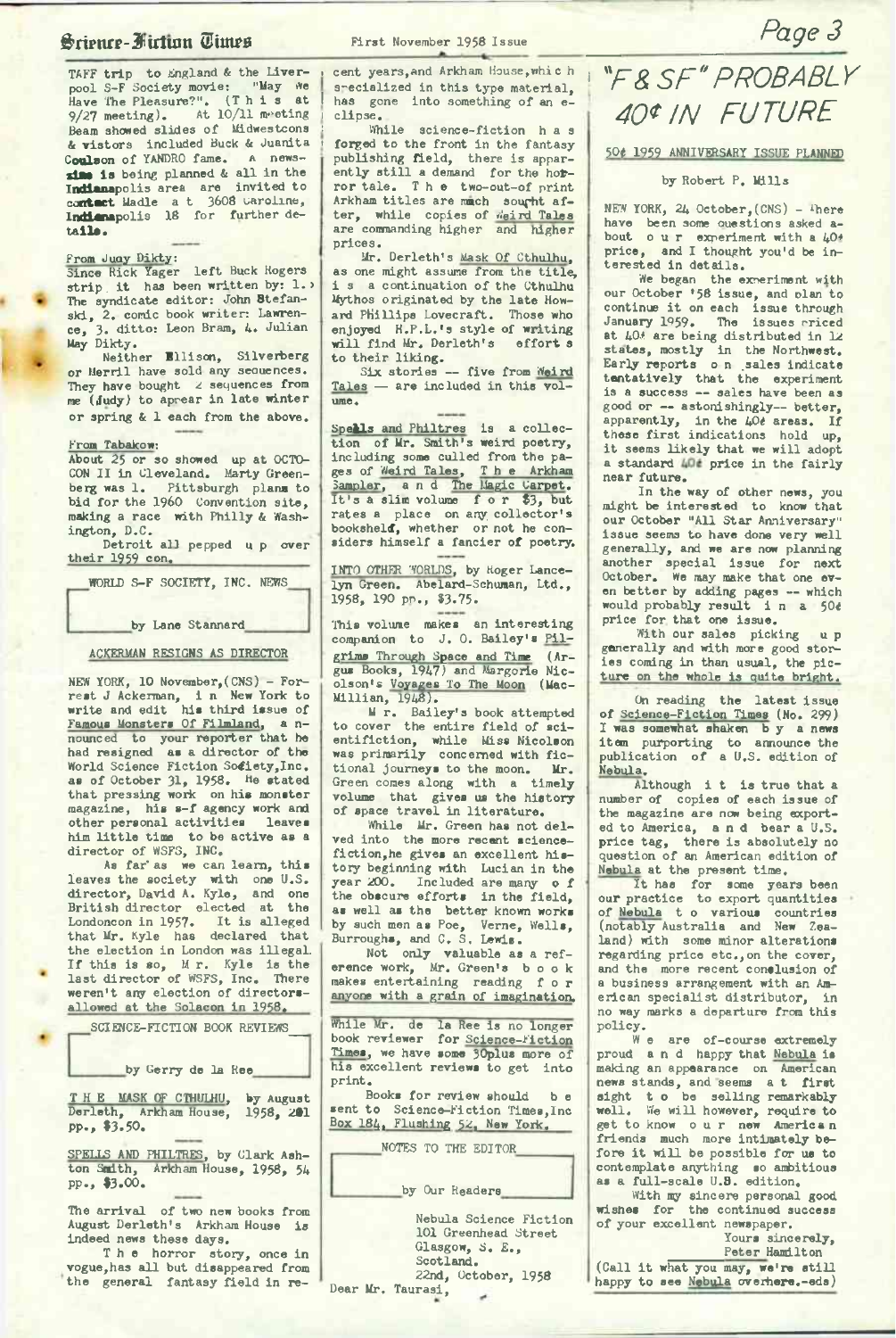TAFF trip to England & the Liverpool S-F Society movie: "May We Have The Pleasure?". (This at 9/27 meeting). At 10/11 meeting Beam showed slides of Midwestcons & vistors included Buck & Juanita Coulson of YANDRO fame. A newszine is being planned & all in the Indianapolis area are invited to contact Madle at 3608 Caroline, Indianapolis 18 for further details.

From Judy Dikty:
Since Rick Yager left Buck Rogers strip it has been written by: 1. The syndicate editor: John Stefanski, 2. comic book writer: Lawrence, 3. ditto: Leon Bram, 4. Julian May Dikty.

Neither Ellison, Silverberg or Merril have sold any sequences. They have bought 2 sequences from me (Judy) to appear in late winter or spring & 1 each from the above.

From Tabakow:
About 25 or so showed up at OCTOCON II in Cleveland. Marty Greenberg was 1. Pittsburgh plans to bid for the 1960 Convention site, making a race with Philly & Washington, D.C.

Detroit all pepped up over their 1959 con.

## WORLD S-F SOCIETY, INC. NEWS

by Lane Stannard

### ACKERMAN RESIGNS AS DIRECTOR

NEW YORK, 10 November,(CNS) - Forrest J Ackerman, in New York to write and edit his third issue of Famous Monsters Of Filmland, announced to your reporter that he had resigned as a director of the World Science Fiction Society,Inc. as of October 31, 1958. He stated that pressing work on his monster magazine, his s-f agency work and other personal activities leaves him little time to be active as a director of WSFS, INC.

As far as we can learn, this leaves the society with one U.S. director, David A. Kyle, and one British director elected at the Londoncon in 1957. It is alleged that Mr. Kyle has declared that the election in London was illegal. If this is so, Mr. Kyle is the last director of WSFS, Inc. There weren't any election of directors allowed at the Solacon in 1958.

## SCIENCE-FICTION BOOK REVIEWS

by Gerry de la Ree

THE MASK OF CTHULHU, by August Derleth, Arkham House, 1958, 201 pp., $3.50.

SPELLS AND PHILTRES, by Clark Ashton Smith, Arkham House, 1958, 54 pp., $3.00.

The arrival of two new books from August Derleth's Arkham House is indeed news these days.

The horror story, once in vogue,has all but disappeared from the general fantasy field in recent years,and Arkham House,which specialized in this type material, has gone into something of an eclipse.

While science-fiction has forged to the front in the fantasy publishing field, there is apparently still a demand for the horror tale. The two-out-of print Arkham titles are much sought after, while copies of Weird Tales are commanding higher and higher prices.

Mr. Derleth's Mask Of Cthulhu, as one might assume from the title, is a continuation of the Cthulhu Mythos originated by the late Howard Phillips Lovecraft. Those who enjoyed H.P.L.'s style of writing will find Mr. Derleth's efforts to their liking.

Six stories -- five from Weird Tales -- are included in this volume.

Spells and Philtres is a collection of Mr. Smith's weird poetry, including some culled from the pages of Weird Tales, The Arkham Sampler, and The Magic Carpet. It's a slim volume for $3, but rates a place on any collector's bookshelf, whether or not he considers himself a fancier of poetry.

INTO OTHER WORLDS, by Roger Lancelyn Green. Abelard-Schuman, Ltd., 1958, 190 pp., $3.75.

This volume makes an interesting companion to J. O. Bailey's Pilgrims Through Space and Time (Argus Books, 1947) and Margorie Nicolson's Voyages To The Moon (MacMillian, 1948).

Mr. Bailey's book attempted to cover the entire field of scientifiction, while Miss Nicolson was primarily concerned with fictional journeys to the moon. Mr. Green comes along with a timely volume that gives us the history of space travel in literature.

While Mr. Green has not delved into the more recent science-fiction,he gives an excellent history beginning with Lucian in the year 200. Included are many of the obscure efforts in the field, as well as the better known works by such men as Poe, Verne, Wells, Burroughs, and C. S. Lewis.

Not only valuable as a reference work, Mr. Green's book makes entertaining reading for anyone with a grain of imagination.

While Mr. de la Ree is no longer book reviewer for Science-Fiction Times, we have some 30plus more of his excellent reviews to get into print.

Books for review should be sent to Science-Fiction Times,Inc Box 184, Flushing 52, New York.

## NOTES TO THE EDITOR

by Our Readers

Nebula Science Fiction
101 Greenhead Street
Glasgow, S. E.,
Scotland.
22nd, October, 1958

Dear Mr. Taurasi,

On reading the latest issue of Science-Fiction Times (No. 299) I was somewhat shaken by a news item purporting to announce the publication of a U.S. edition of Nebula.

Although it is true that a number of copies of each issue of the magazine are now being exported to America, and bear a U.S. price tag, there is absolutely no question of an American edition of Nebula at the present time.

It has for some years been our practice to export quantities of Nebula to various countries (notably Australia and New Zealand) with some minor alterations regarding price etc.,on the cover, and the more recent conclusion of a business arrangement with an American specialist distributor, in no way marks a departure from this policy.

We are of-course extremely proud and happy that Nebula is making an appearance on American news stands, and seems at first sight to be selling remarkably well. We will however, require to get to know our new American friends much more intimately before it will be possible for us to contemplate anything so ambitious as a full-scale U.S. edition.

With my sincere personal good wishes for the continued success of your excellent newspaper.

Yours sincerely,
Peter Hamilton

(Call it what you may, we're still happy to see Nebula overhere.-eds)

# "F & SF" PROBABLY 40¢ IN FUTURE

### 50¢ 1959 ANNIVERSARY ISSUE PLANNED

by Robert P. Mills

NEW YORK, 24 October,(CNS) - There have been some questions asked about our experiment with a 40¢ price, and I thought you'd be interested in details.

We began the experiment with our October '58 issue, and plan to continue it on each issue through January 1959. The issues priced at 40¢ are being distributed in 12 states, mostly in the Northwest. Early reports on sales indicate tentatively that the experiment is a success -- sales have been as good or -- astonishingly-- better, apparently, in the 40¢ areas. If these first indications hold up, it seems likely that we will adopt a standard 40¢ price in the fairly near future.

In the way of other news, you might be interested to know that our October "All Star Anniversary" issue seems to have done very well generally, and we are now planning another special issue for next October. We may make that one even better by adding pages -- which would probably result in a 50¢ price for that one issue.

With our sales picking up generally and with more good stories coming in than usual, the picture on the whole is quite bright.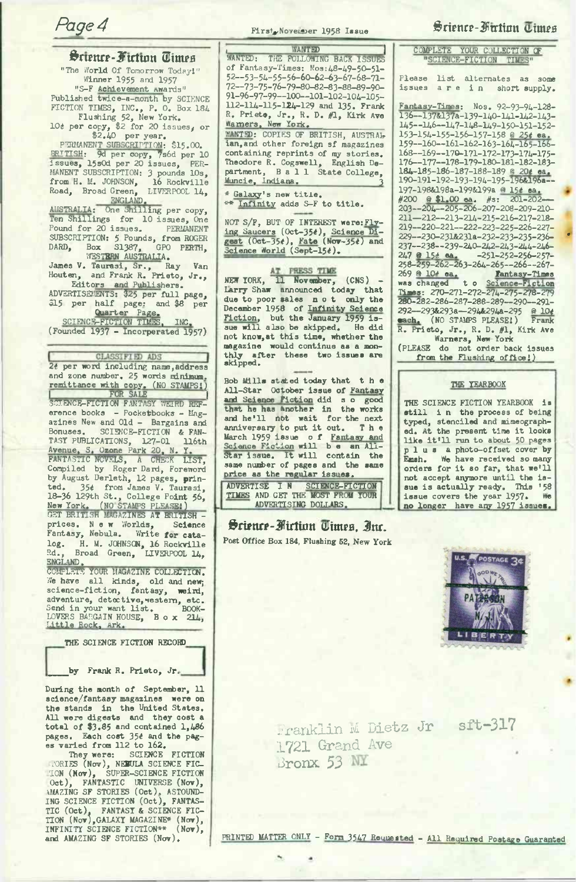# Science-Fiction Times

"The World Of Tomorrow Today!"
Winner 1955 and 1957
"S-F Achievement Awards"
Published twice-a-month by SCIENCE FICTION TIMES, INC., P. O. Box 184 Flushing 52, New York.
10¢ per copy, $2 for 20 issues, or $2.40 per year.
PERMANENT SUBSCRIPTION: $15.00.
BRITISH: 9d per copy, 7s6d per 10 issues, 15s0d per 20 issues, PERMANENT SUBSCRIPTION: 3 pounds 10s, from H. M. JOHNSON, 16 Rockville Road, Broad Green, LIVERPOOL 14, ENGLAND.
AUSTRALIA: One Shilling per copy, Ten Shillings for 10 issues, One Pound for 20 issues. PERMANENT SUBSCRIPTION: 5 Pounds, from ROGER DARD, Box S1387, GPO PERTH, WESTERN AUSTRALIA.
James V. Taurasi, Sr., Ray Van Houten, and Frank R. Prieto, Jr., Editors and Publishers.
ADVERTISEMENTS: $25 per full page, $15 per half page; and $8 per Quarter Page.
SCIENCE-FICTION TIMES, INC.
(Founded 1937 - Incorperated 1957)

## CLASSIFIED ADS

2¢ per word including name, address and zone number. 25 words minimum, remittance with copy. (NO STAMPS!)

### FOR SALE

SCIENCE-FICTION FANTASY WEIRD Reference books - Pocketbooks - Magazines New and Old - Bargains and Bonuses. SCIENCE-FICTION & FANTASY PUBLICATIONS, 127-01 116th Avenue, S. Ozone Park 20, N. Y.

FANTASTIC NOVELS, A CHECK LIST, Compiled by Roger Dard, Foreword by August Derleth, 12 pages, printed. 35¢ from James V. Taurasi, 18-36 129th St., College Point 56, New York. (NO STAMPS PLEASE!)

GET BRITISH MAGAZINES AT BRITISH prices. New Worlds, Science Fantasy, Nebula. Write for catalog. H. M. JOHNSON, 16 Rockville Rd., Broad Green, LIVERPOOL 14, ENGLAND.

COMPLETE YOUR MAGAZINE COLLECTION. We have all kinds, old and new; science-fiction, fantasy, weird, adventure, detective, western, etc. Send in your want list. BOOK-LOVERS BARGAIN HOUSE, Box 214, Little Rock, Ark.

## THE SCIENCE FICTION RECORD

by Frank R. Prieto, Jr.

During the month of September, 11 science/fantasy magazines were on the stands in the United States. All were digests and they cost a total of $3.85 and contained 1,486 pages. Each cost 35¢ and the pages varied from 112 to 162.

They were: SCIENCE FICTION STORIES (Nov), NEBULA SCIENCE FICTION (Nov), SUPER-SCIENCE FICTION (Oct), FANTASTIC UNIVERSE (Nov), AMAZING SF STORIES (Oct), ASTOUNDING SCIENCE FICTION (Oct), FANTASTIC (Oct), FANTASY & SCIENCE FICTION (Nov), GALAXY MAGAZINE* (Nov), INFINITY SCIENCE FICTION** (Nov), and AMAZING SF STORIES (Nov).

## WANTED

WANTED: THE FOLLOWING BACK ISSUES of Fantasy-Times: Nos:48-49-50-51-52--53-54-55-56-60-62-63-67-68-71-72--73-75-76-79-80-82-83-88-89-90-91-96-97-99--100--101-102-104-105-112-114-115-124-129 and 135. Frank R. Prieto, Jr., R. D. #1, Kirk Ave Warners, New York.

WANTED: COPIES OF BRITISH, AUSTRALian, and other foreign sf magazines containing reprints of my stories. Theodore R. Cogswell, English Department, Ball State College, Muncie, Indiana. 3

\* Galaxy's new title.
\*\* Infinity adds S-F to title.

NOT S/F, BUT OF INTEREST were: Flying Saucers (Oct-35¢), Science Digest (Oct-35¢), Fate (Nov-35¢) and Science World (Sept-15¢).

## AT PRESS TIME

NEW YORK, 11 November, (CNS) - Larry Shaw announced today that due to poor sales not only the December 1958 of Infinity Science Fiction, but the January 1959 issue will also be skipped. He did not know, at this time, whether the magazine would continue as a monthly after these two issues are skipped.

Bob Mills stated today that the All-Star October issue of Fantasy and Science Fiction did so good that he has another in the works and he'll not wait for the next anniversary to put it out. The March 1959 issue of Fantasy and Science Fiction will be an All-Star issue. It will contain the same number of pages and the same price as the regular issues.

ADVERTISE IN SCIENCE-FICTION TIMES AND GET THE MOST FROM YOUR ADVERTISING DOLLARS.

## COMPLETE YOUR COLLECTION OF "SCIENCE-FICTION TIMES"

Please list alternates as some issues are in short supply.

Fantasy-Times: Nos. 92-93-94-128-136--137&137a-139-140-141-142-143-145--146--147-148-149-150-151-152-153-154-155-156-157-158 @ 25¢ ea. 159--160--161-162-163-164-165-166-168--169--170-171-172-173-174-175-176--177--178-179-180-181-182-183-184-185-186-187-188-189 @ 20¢ ea. 190-191-192-193-194-195-196&196a--197-198&198a-199&199a @ 15¢ ea. #200 @ $1.00 ea. #s: 201-202--203--204--205-206-207-208-209-210-211--212--213-214-215-216-217-218-219--220-221--222-223-225-226-227-229--230-231&231a-232-233-235-236-237--238--239-240-242-243-244-246-247 @ 15¢ ea. -251-252-256-257-258-259-262-263-264-265--266--267-269 @ 10¢ ea. Fantasy-Times was changed to Science-Fiction Times: 270-271-272-274-275-278-279 280-282-286-287-288-289--290--291-292--293&293a--294&294a-295 @ 10¢ each. (NO STAMPS PLEASE!) Frank R. Prieto, Jr., R. D. #1, Kirk Ave Warners, New York
(PLEASE do not order back issues from the Flushing office!)

## THE YEARBOOK

THE SCIENCE FICTION YEARBOOK is still in the process of being typed, stenciled and mimeographed. At the present time it looks like it'll run to about 50 pages plus a photo-offset cover by Emsh. We have received so many orders for it so far, that we'll not accept anymore until the issue is actually ready. This '58 issue covers the year 1957. We no longer have any 1957 issues.

# Science-Fiction Times, Inc.

Post Office Box 184, Flushing 52, New York

Franklin M Dietz Jr sft-317
1721 Grand Ave
Bronx 53 NY

PRINTED MATTER ONLY - Form 3547 Requested - All Required Postage Guaranted